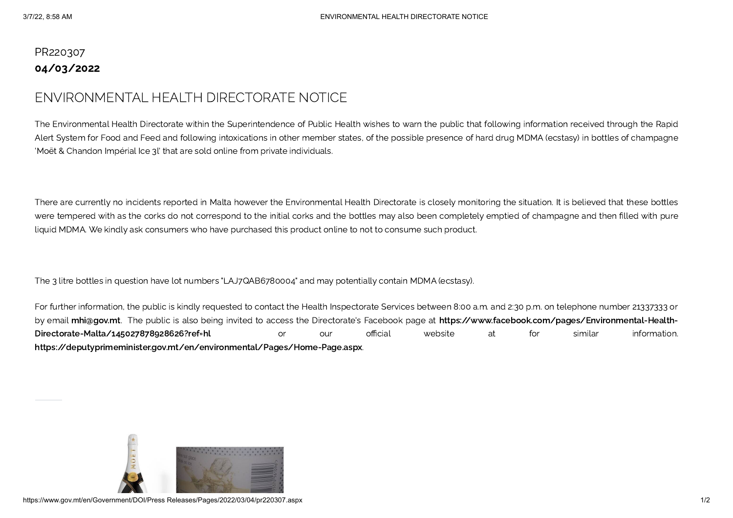PR220307

**04/03/2022**

# ENVIRONMENTAL HEALTH DIRECTORATE NOTICE

The Environmental Health Directorate within the Superintendence of Public Health wishes to warn the public that following information received through the Rapid Alert System for Food and Feed and following intoxications in other member states, of the possible presence of hard drug MDMA (ecstasy) in bottles of champagne 'Moët & Chandon Impérial Ice 3l' that are sold online from private individuals.

There are currently no incidents reported in Malta however the Environmental Health Directorate is closely monitoring the situation. It is believed that these bottles were tempered with as the corks do not correspond to the initial corks and the bottles may also been completely emptied of champagne and then filled with pure liquid MDMA. We kindly ask consumers who have purchased this product online to not to consume such product.

The 3 litre bottles in question have lot numbers "LAJ7QAB6780004" and may potentially contain MDMA (ecstasy).

For further information, the public is kindly requested to contact the Health Inspectorate Services between 8:00 a.m. and 2:30 p.m. on telephone number 21337333 or by email **mhi@gov.mt**. The public is also being invited to access the Directorate's Facebook page at **https://www.facebook.com/pages/Environmental-Health-Directorate-Malta/145027878928626?ref=hl** or our official website at for similar information. **https://deputyprimeminister.gov.mt/en/environmental/Pages/Home-Page.aspx**.